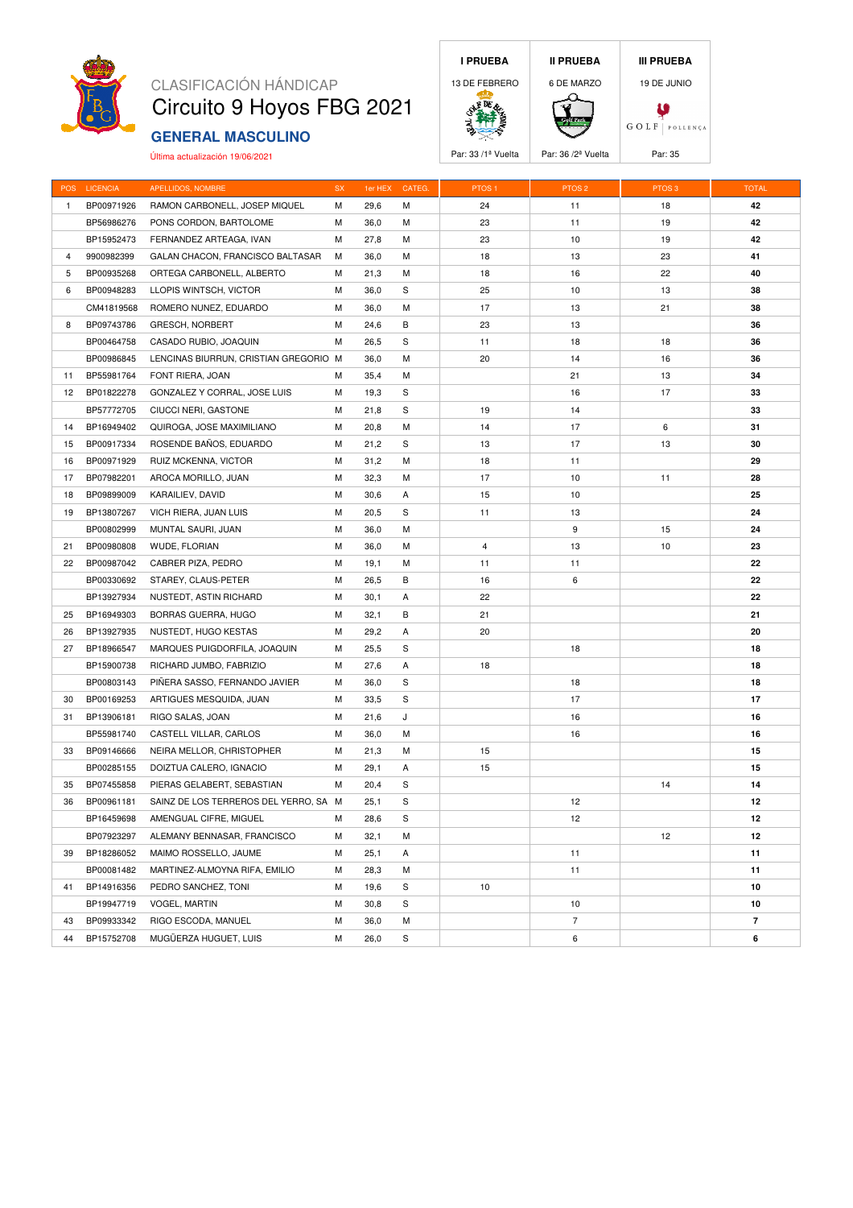CLASIFICACIÓN HÁNDICAP

# Circuito 9 Hoyos FBG 2021

## GENERAL MASCULINO

Última actualización 19/06/2021

| I PRUEBA | II PRUEBA | III PRUEBA |
|---|---|---|
| 13 DE FEBRERO | 6 DE MARZO | 19 DE JUNIO |
| Par: 33 /1ª Vuelta | Par: 36 /2ª Vuelta | Par: 35 |

| POS | LICENCIA | APELLIDOS, NOMBRE | SX | 1er HEX | CATEG. | PTOS 1 | PTOS 2 | PTOS 3 | TOTAL |
|---|---|---|---|---|---|---|---|---|---|
| 1 | BP00971926 | RAMON CARBONELL, JOSEP MIQUEL | M | 29,6 | M | 24 | 11 | 18 | **42** |
| | BP56986276 | PONS CORDON, BARTOLOME | M | 36,0 | M | 23 | 11 | 19 | **42** |
| | BP15952473 | FERNANDEZ ARTEAGA, IVAN | M | 27,8 | M | 23 | 10 | 19 | **42** |
| 4 | 9900982399 | GALAN CHACON, FRANCISCO BALTASAR | M | 36,0 | M | 18 | 13 | 23 | **41** |
| 5 | BP00935268 | ORTEGA CARBONELL, ALBERTO | M | 21,3 | M | 18 | 16 | 22 | **40** |
| 6 | BP00948283 | LLOPIS WINTSCH, VICTOR | M | 36,0 | S | 25 | 10 | 13 | **38** |
| | CM41819568 | ROMERO NUNEZ, EDUARDO | M | 36,0 | M | 17 | 13 | 21 | **38** |
| 8 | BP09743786 | GRESCH, NORBERT | M | 24,6 | B | 23 | 13 | | **36** |
| | BP00464758 | CASADO RUBIO, JOAQUIN | M | 26,5 | S | 11 | 18 | 18 | **36** |
| | BP00986845 | LENCINAS BIURRUN, CRISTIAN GREGORIO | M | 36,0 | M | 20 | 14 | 16 | **36** |
| 11 | BP55981764 | FONT RIERA, JOAN | M | 35,4 | M | | 21 | 13 | **34** |
| 12 | BP01822278 | GONZALEZ Y CORRAL, JOSE LUIS | M | 19,3 | S | | 16 | 17 | **33** |
| | BP57772705 | CIUCCI NERI, GASTONE | M | 21,8 | S | 19 | 14 | | **33** |
| 14 | BP16949402 | QUIROGA, JOSE MAXIMILIANO | M | 20,8 | M | 14 | 17 | 6 | **31** |
| 15 | BP00917334 | ROSENDE BAÑOS, EDUARDO | M | 21,2 | S | 13 | 17 | 13 | **30** |
| 16 | BP00971929 | RUIZ MCKENNA, VICTOR | M | 31,2 | M | 18 | 11 | | **29** |
| 17 | BP07982201 | AROCA MORILLO, JUAN | M | 32,3 | M | 17 | 10 | 11 | **28** |
| 18 | BP09899009 | KARAILIEV, DAVID | M | 30,6 | A | 15 | 10 | | **25** |
| 19 | BP13807267 | VICH RIERA, JUAN LUIS | M | 20,5 | S | 11 | 13 | | **24** |
| | BP00802999 | MUNTAL SAURI, JUAN | M | 36,0 | M | | 9 | 15 | **24** |
| 21 | BP00980808 | WUDE, FLORIAN | M | 36,0 | M | 4 | 13 | 10 | **23** |
| 22 | BP00987042 | CABRER PIZA, PEDRO | M | 19,1 | M | 11 | 11 | | **22** |
| | BP00330692 | STAREY, CLAUS-PETER | M | 26,5 | B | 16 | 6 | | **22** |
| | BP13927934 | NUSTEDT, ASTIN RICHARD | M | 30,1 | A | 22 | | | **22** |
| 25 | BP16949303 | BORRAS GUERRA, HUGO | M | 32,1 | B | 21 | | | **21** |
| 26 | BP13927935 | NUSTEDT, HUGO KESTAS | M | 29,2 | A | 20 | | | **20** |
| 27 | BP18966547 | MARQUES PUIGDORFILA, JOAQUIN | M | 25,5 | S | | 18 | | **18** |
| | BP15900738 | RICHARD JUMBO, FABRIZIO | M | 27,6 | A | 18 | | | **18** |
| | BP00803143 | PIÑERA SASSO, FERNANDO JAVIER | M | 36,0 | S | | 18 | | **18** |
| 30 | BP00169253 | ARTIGUES MESQUIDA, JUAN | M | 33,5 | S | | 17 | | **17** |
| 31 | BP13906181 | RIGO SALAS, JOAN | M | 21,6 | J | | 16 | | **16** |
| | BP55981740 | CASTELL VILLAR, CARLOS | M | 36,0 | M | | 16 | | **16** |
| 33 | BP09146666 | NEIRA MELLOR, CHRISTOPHER | M | 21,3 | M | 15 | | | **15** |
| | BP00285155 | DOIZTUA CALERO, IGNACIO | M | 29,1 | A | 15 | | | **15** |
| 35 | BP07455858 | PIERAS GELABERT, SEBASTIAN | M | 20,4 | S | | | 14 | **14** |
| 36 | BP00961181 | SAINZ DE LOS TERREROS DEL YERRO, SA | M | 25,1 | S | | 12 | | **12** |
| | BP16459698 | AMENGUAL CIFRE, MIGUEL | M | 28,6 | S | | 12 | | **12** |
| | BP07923297 | ALEMANY BENNASAR, FRANCISCO | M | 32,1 | M | | | 12 | **12** |
| 39 | BP18286052 | MAIMO ROSSELLO, JAUME | M | 25,1 | A | | 11 | | **11** |
| | BP00081482 | MARTINEZ-ALMOYNA RIFA, EMILIO | M | 28,3 | M | | 11 | | **11** |
| 41 | BP14916356 | PEDRO SANCHEZ, TONI | M | 19,6 | S | 10 | | | **10** |
| | BP19947719 | VOGEL, MARTIN | M | 30,8 | S | | 10 | | **10** |
| 43 | BP09933342 | RIGO ESCODA, MANUEL | M | 36,0 | M | | 7 | | **7** |
| 44 | BP15752708 | MUGÜERZA HUGUET, LUIS | M | 26,0 | S | | 6 | | **6** |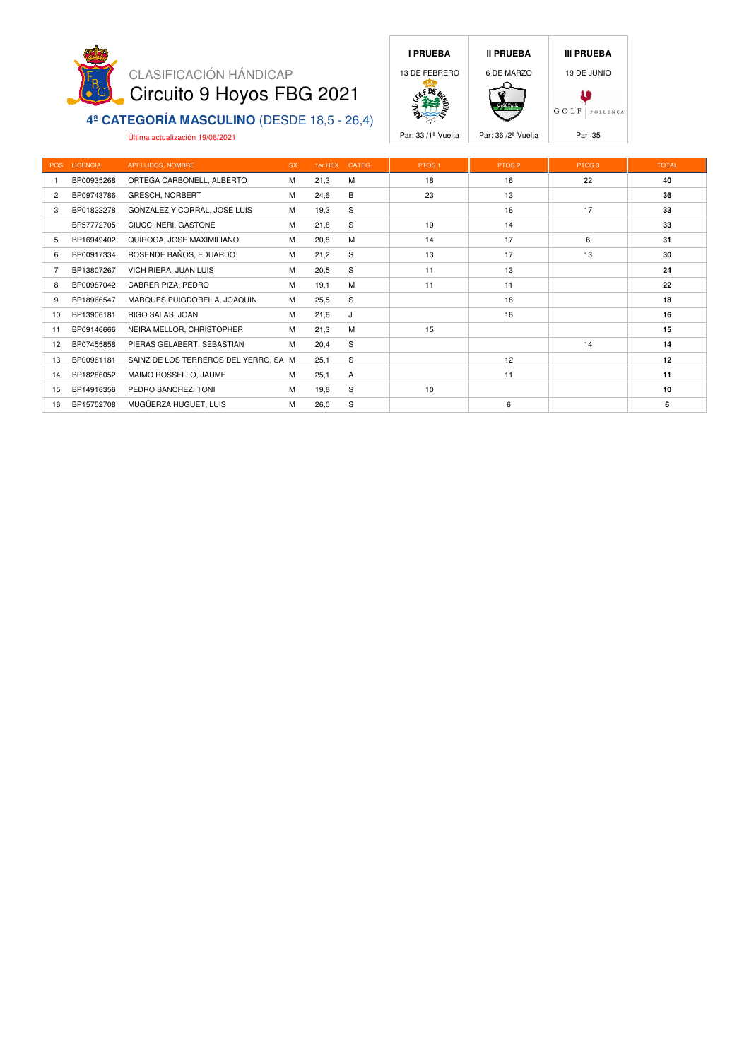CLASIFICACIÓN HÁNDICAP

# Circuito 9 Hoyos FBG 2021

## 4ª CATEGORÍA MASCULINO (DESDE 18,5 - 26,4)

Última actualización 19/06/2021

| I PRUEBA | II PRUEBA | III PRUEBA |
|---|---|---|
| 13 DE FEBRERO | 6 DE MARZO | 19 DE JUNIO |
| Par: 33 /1ª Vuelta | Par: 36 /2ª Vuelta | Par: 35 |

| POS | LICENCIA | APELLIDOS, NOMBRE | SX | 1er HEX | CATEG. | PTOS 1 | PTOS 2 | PTOS 3 | TOTAL |
|---|---|---|---|---|---|---|---|---|---|
| 1 | BP00935268 | ORTEGA CARBONELL, ALBERTO | M | 21,3 | M | 18 | 16 | 22 | **40** |
| 2 | BP09743786 | GRESCH, NORBERT | M | 24,6 | B | 23 | 13 | | **36** |
| 3 | BP01822278 | GONZALEZ Y CORRAL, JOSE LUIS | M | 19,3 | S | | 16 | 17 | **33** |
| | BP57772705 | CIUCCI NERI, GASTONE | M | 21,8 | S | 19 | 14 | | **33** |
| 5 | BP16949402 | QUIROGA, JOSE MAXIMILIANO | M | 20,8 | M | 14 | 17 | 6 | **31** |
| 6 | BP00917334 | ROSENDE BAÑOS, EDUARDO | M | 21,2 | S | 13 | 17 | 13 | **30** |
| 7 | BP13807267 | VICH RIERA, JUAN LUIS | M | 20,5 | S | 11 | 13 | | **24** |
| 8 | BP00987042 | CABRER PIZA, PEDRO | M | 19,1 | M | 11 | 11 | | **22** |
| 9 | BP18966547 | MARQUES PUIGDORFILA, JOAQUIN | M | 25,5 | S | | 18 | | **18** |
| 10 | BP13906181 | RIGO SALAS, JOAN | M | 21,6 | J | | 16 | | **16** |
| 11 | BP09146666 | NEIRA MELLOR, CHRISTOPHER | M | 21,3 | M | 15 | | | **15** |
| 12 | BP07455858 | PIERAS GELABERT, SEBASTIAN | M | 20,4 | S | | | 14 | **14** |
| 13 | BP00961181 | SAINZ DE LOS TERREROS DEL YERRO, SA | M | 25,1 | S | | 12 | | **12** |
| 14 | BP18286052 | MAIMO ROSSELLO, JAUME | M | 25,1 | A | | 11 | | **11** |
| 15 | BP14916356 | PEDRO SANCHEZ, TONI | M | 19,6 | S | 10 | | | **10** |
| 16 | BP15752708 | MUGÜERZA HUGUET, LUIS | M | 26,0 | S | | 6 | | **6** |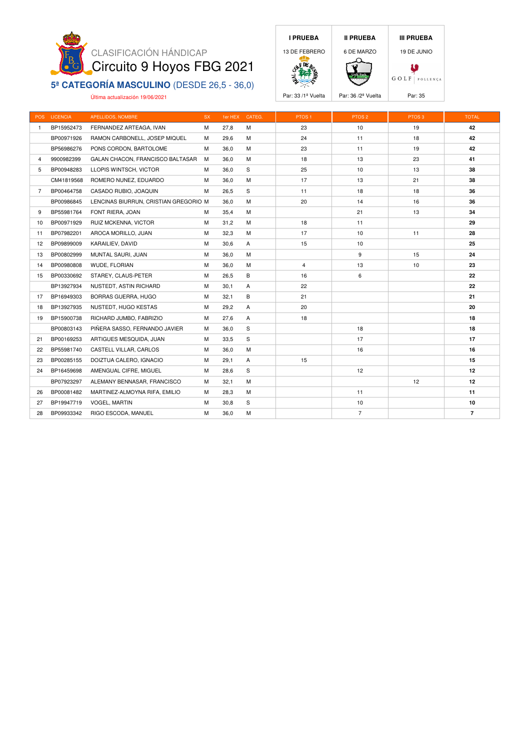CLASIFICACIÓN HÁNDICAP

# Circuito 9 Hoyos FBG 2021

## 5ª CATEGORÍA MASCULINO (DESDE 26,5 - 36,0)

Última actualización 19/06/2021

| I PRUEBA | II PRUEBA | III PRUEBA |
|---|---|---|
| 13 DE FEBRERO | 6 DE MARZO | 19 DE JUNIO |
| | | GOLF POLLENÇA |
| Par: 33 /1ª Vuelta | Par: 36 /2ª Vuelta | Par: 35 |

| POS | LICENCIA | APELLIDOS, NOMBRE | SX | 1er HEX | CATEG. | PTOS 1 | PTOS 2 | PTOS 3 | TOTAL |
|---|---|---|---|---|---|---|---|---|---|
| 1 | BP15952473 | FERNANDEZ ARTEAGA, IVAN | M | 27,8 | M | 23 | 10 | 19 | **42** |
| | BP00971926 | RAMON CARBONELL, JOSEP MIQUEL | M | 29,6 | M | 24 | 11 | 18 | **42** |
| | BP56986276 | PONS CORDON, BARTOLOME | M | 36,0 | M | 23 | 11 | 19 | **42** |
| 4 | 9900982399 | GALAN CHACON, FRANCISCO BALTASAR | M | 36,0 | M | 18 | 13 | 23 | **41** |
| 5 | BP00948283 | LLOPIS WINTSCH, VICTOR | M | 36,0 | S | 25 | 10 | 13 | **38** |
| | CM41819568 | ROMERO NUNEZ, EDUARDO | M | 36,0 | M | 17 | 13 | 21 | **38** |
| 7 | BP00464758 | CASADO RUBIO, JOAQUIN | M | 26,5 | S | 11 | 18 | 18 | **36** |
| | BP00986845 | LENCINAS BIURRUN, CRISTIAN GREGORIO | M | 36,0 | M | 20 | 14 | 16 | **36** |
| 9 | BP55981764 | FONT RIERA, JOAN | M | 35,4 | M | | 21 | 13 | **34** |
| 10 | BP00971929 | RUIZ MCKENNA, VICTOR | M | 31,2 | M | 18 | 11 | | **29** |
| 11 | BP07982201 | AROCA MORILLO, JUAN | M | 32,3 | M | 17 | 10 | 11 | **28** |
| 12 | BP09899009 | KARAILIEV, DAVID | M | 30,6 | A | 15 | 10 | | **25** |
| 13 | BP00802999 | MUNTAL SAURI, JUAN | M | 36,0 | M | | 9 | 15 | **24** |
| 14 | BP00980808 | WUDE, FLORIAN | M | 36,0 | M | 4 | 13 | 10 | **23** |
| 15 | BP00330692 | STAREY, CLAUS-PETER | M | 26,5 | B | 16 | 6 | | **22** |
| | BP13927934 | NUSTEDT, ASTIN RICHARD | M | 30,1 | A | 22 | | | **22** |
| 17 | BP16949303 | BORRAS GUERRA, HUGO | M | 32,1 | B | 21 | | | **21** |
| 18 | BP13927935 | NUSTEDT, HUGO KESTAS | M | 29,2 | A | 20 | | | **20** |
| 19 | BP15900738 | RICHARD JUMBO, FABRIZIO | M | 27,6 | A | 18 | | | **18** |
| | BP00803143 | PIÑERA SASSO, FERNANDO JAVIER | M | 36,0 | S | | 18 | | **18** |
| 21 | BP00169253 | ARTIGUES MESQUIDA, JUAN | M | 33,5 | S | | 17 | | **17** |
| 22 | BP55981740 | CASTELL VILLAR, CARLOS | M | 36,0 | M | | 16 | | **16** |
| 23 | BP00285155 | DOIZTUA CALERO, IGNACIO | M | 29,1 | A | 15 | | | **15** |
| 24 | BP16459698 | AMENGUAL CIFRE, MIGUEL | M | 28,6 | S | | 12 | | **12** |
| | BP07923297 | ALEMANY BENNASAR, FRANCISCO | M | 32,1 | M | | | 12 | **12** |
| 26 | BP00081482 | MARTINEZ-ALMOYNA RIFA, EMILIO | M | 28,3 | M | | 11 | | **11** |
| 27 | BP19947719 | VOGEL, MARTIN | M | 30,8 | S | | 10 | | **10** |
| 28 | BP09933342 | RIGO ESCODA, MANUEL | M | 36,0 | M | | 7 | | **7** |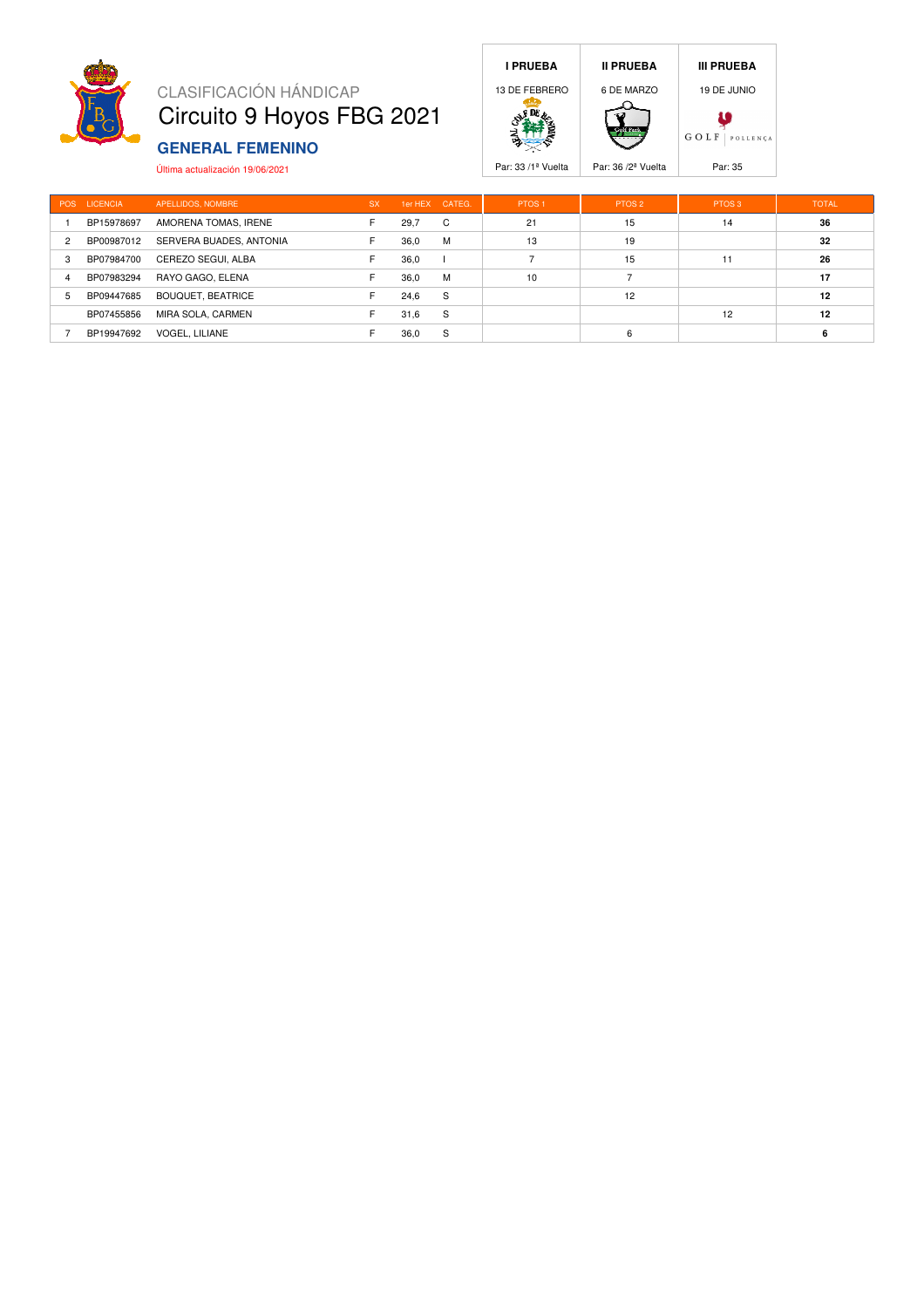CLASIFICACIÓN HÁNDICAP

# Circuito 9 Hoyos FBG 2021

## GENERAL FEMENINO

Última actualización 19/06/2021

| I PRUEBA | II PRUEBA | III PRUEBA |
|---|---|---|
| 13 DE FEBRERO | 6 DE MARZO | 19 DE JUNIO |
| Par: 33 /1ª Vuelta | Par: 36 /2ª Vuelta | Par: 35 |

| POS | LICENCIA | APELLIDOS, NOMBRE | SX | 1er HEX | CATEG. | PTOS 1 | PTOS 2 | PTOS 3 | TOTAL |
|---|---|---|---|---|---|---|---|---|---|
| 1 | BP15978697 | AMORENA TOMAS, IRENE | F | 29,7 | C | 21 | 15 | 14 | **36** |
| 2 | BP00987012 | SERVERA BUADES, ANTONIA | F | 36,0 | M | 13 | 19 | | **32** |
| 3 | BP07984700 | CEREZO SEGUI, ALBA | F | 36,0 | I | 7 | 15 | 11 | **26** |
| 4 | BP07983294 | RAYO GAGO, ELENA | F | 36,0 | M | 10 | 7 | | **17** |
| 5 | BP09447685 | BOUQUET, BEATRICE | F | 24,6 | S | | 12 | | **12** |
| | BP07455856 | MIRA SOLA, CARMEN | F | 31,6 | S | | | 12 | **12** |
| 7 | BP19947692 | VOGEL, LILIANE | F | 36,0 | S | | 6 | | **6** |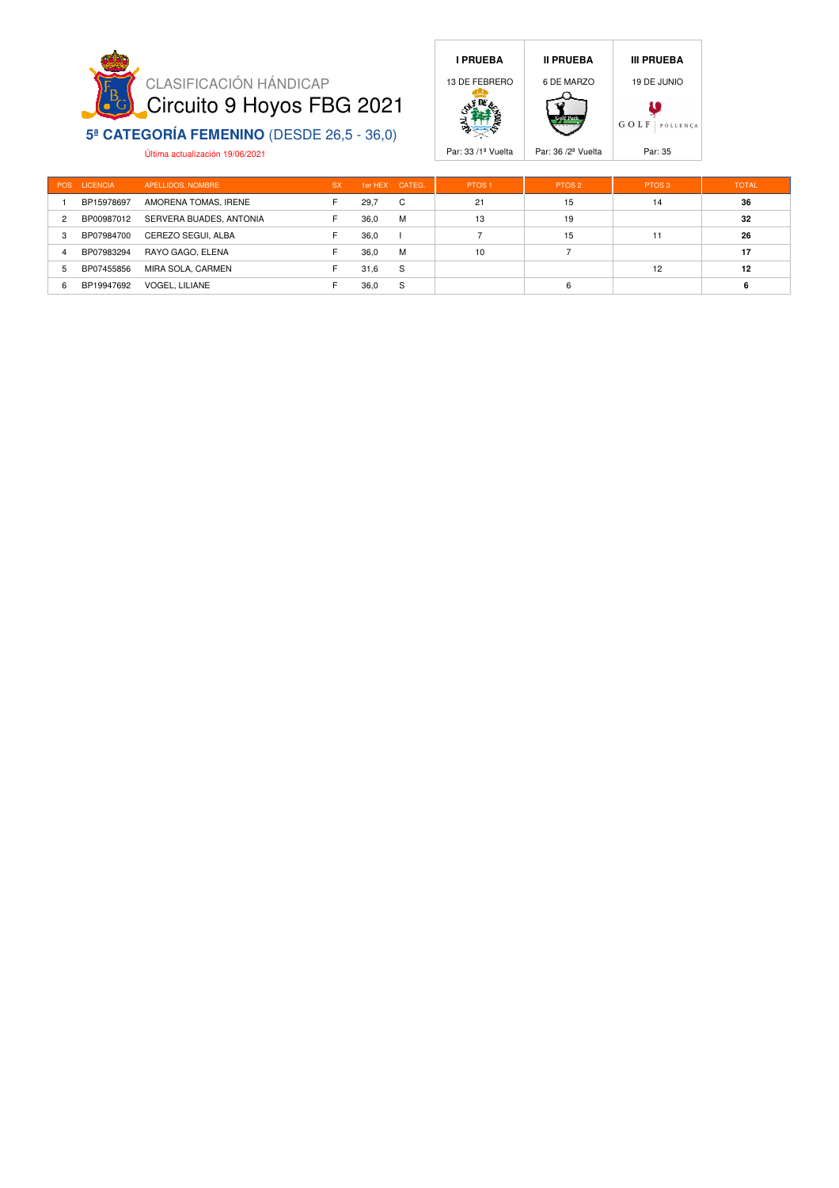CLASIFICACIÓN HÁNDICAP

# Circuito 9 Hoyos FBG 2021

## **5ª CATEGORÍA FEMENINO** (DESDE 26,5 - 36,0)

Última actualización 19/06/2021

| I PRUEBA | II PRUEBA | III PRUEBA |
|---|---|---|
| 13 DE FEBRERO | 6 DE MARZO | 19 DE JUNIO |
| Par: 33 /1ª Vuelta | Par: 36 /2ª Vuelta | Par: 35 |

| POS | LICENCIA | APELLIDOS, NOMBRE | SX | 1er HEX | CATEG. | PTOS 1 | PTOS 2 | PTOS 3 | TOTAL |
|---|---|---|---|---|---|---|---|---|---|
| 1 | BP15978697 | AMORENA TOMAS, IRENE | F | 29,7 | C | 21 | 15 | 14 | **36** |
| 2 | BP00987012 | SERVERA BUADES, ANTONIA | F | 36,0 | M | 13 | 19 | | **32** |
| 3 | BP07984700 | CEREZO SEGUI, ALBA | F | 36,0 | I | 7 | 15 | 11 | **26** |
| 4 | BP07983294 | RAYO GAGO, ELENA | F | 36,0 | M | 10 | 7 | | **17** |
| 5 | BP07455856 | MIRA SOLA, CARMEN | F | 31,6 | S | | | 12 | **12** |
| 6 | BP19947692 | VOGEL, LILIANE | F | 36,0 | S | | 6 | | **6** |